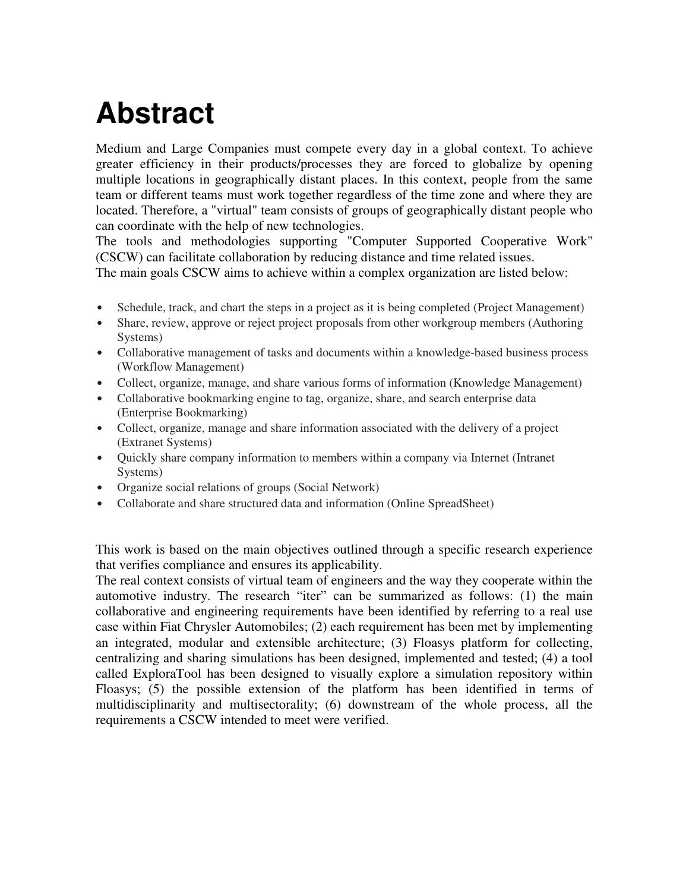# Abstract

Medium and Large Companies must compete every day in a global context. To achieve greater efficiency in their products/processes they are forced to globalize by opening multiple locations in geographically distant places. In this context, people from the same team or different teams must work together regardless of the time zone and where they are located. Therefore, a "virtual" team consists of groups of geographically distant people who can coordinate with the help of new technologies.
The tools and methodologies supporting "Computer Supported Cooperative Work" (CSCW) can facilitate collaboration by reducing distance and time related issues.
The main goals CSCW aims to achieve within a complex organization are listed below:

- Schedule, track, and chart the steps in a project as it is being completed (Project Management)
- Share, review, approve or reject project proposals from other workgroup members (Authoring Systems)
- Collaborative management of tasks and documents within a knowledge-based business process (Workflow Management)
- Collect, organize, manage, and share various forms of information (Knowledge Management)
- Collaborative bookmarking engine to tag, organize, share, and search enterprise data (Enterprise Bookmarking)
- Collect, organize, manage and share information associated with the delivery of a project (Extranet Systems)
- Quickly share company information to members within a company via Internet (Intranet Systems)
- Organize social relations of groups (Social Network)
- Collaborate and share structured data and information (Online SpreadSheet)

This work is based on the main objectives outlined through a specific research experience that verifies compliance and ensures its applicability.
The real context consists of virtual team of engineers and the way they cooperate within the automotive industry. The research "iter" can be summarized as follows: (1) the main collaborative and engineering requirements have been identified by referring to a real use case within Fiat Chrysler Automobiles; (2) each requirement has been met by implementing an integrated, modular and extensible architecture; (3) Floasys platform for collecting, centralizing and sharing simulations has been designed, implemented and tested; (4) a tool called ExploraTool has been designed to visually explore a simulation repository within Floasys; (5) the possible extension of the platform has been identified in terms of multidisciplinarity and multisectorality; (6) downstream of the whole process, all the requirements a CSCW intended to meet were verified.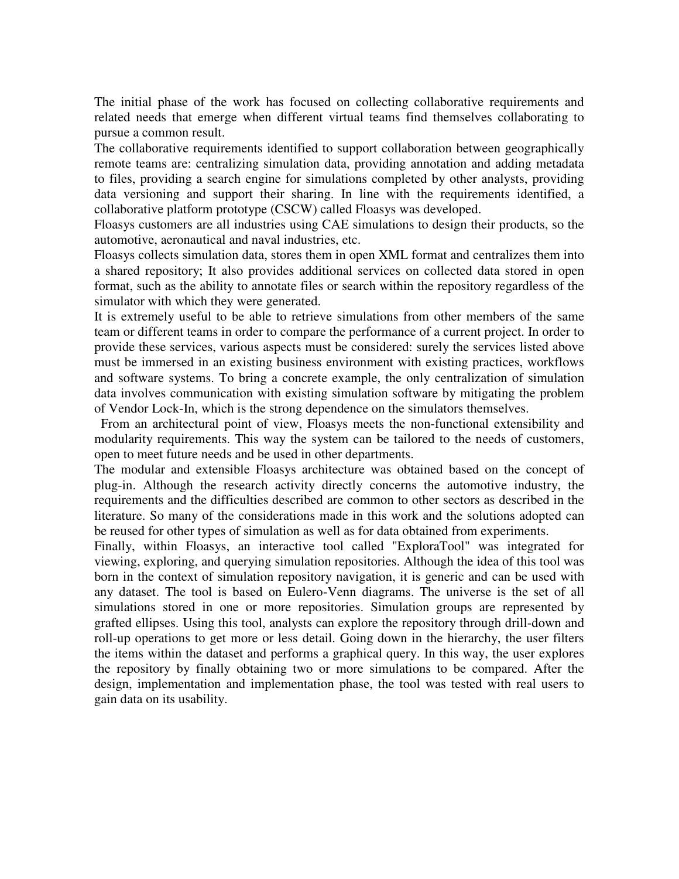The initial phase of the work has focused on collecting collaborative requirements and related needs that emerge when different virtual teams find themselves collaborating to pursue a common result.

The collaborative requirements identified to support collaboration between geographically remote teams are: centralizing simulation data, providing annotation and adding metadata to files, providing a search engine for simulations completed by other analysts, providing data versioning and support their sharing. In line with the requirements identified, a collaborative platform prototype (CSCW) called Floasys was developed.

Floasys customers are all industries using CAE simulations to design their products, so the automotive, aeronautical and naval industries, etc.

Floasys collects simulation data, stores them in open XML format and centralizes them into a shared repository; It also provides additional services on collected data stored in open format, such as the ability to annotate files or search within the repository regardless of the simulator with which they were generated.

It is extremely useful to be able to retrieve simulations from other members of the same team or different teams in order to compare the performance of a current project. In order to provide these services, various aspects must be considered: surely the services listed above must be immersed in an existing business environment with existing practices, workflows and software systems. To bring a concrete example, the only centralization of simulation data involves communication with existing simulation software by mitigating the problem of Vendor Lock-In, which is the strong dependence on the simulators themselves.

From an architectural point of view, Floasys meets the non-functional extensibility and modularity requirements. This way the system can be tailored to the needs of customers, open to meet future needs and be used in other departments.

The modular and extensible Floasys architecture was obtained based on the concept of plug-in. Although the research activity directly concerns the automotive industry, the requirements and the difficulties described are common to other sectors as described in the literature. So many of the considerations made in this work and the solutions adopted can be reused for other types of simulation as well as for data obtained from experiments.

Finally, within Floasys, an interactive tool called "ExploraTool" was integrated for viewing, exploring, and querying simulation repositories. Although the idea of this tool was born in the context of simulation repository navigation, it is generic and can be used with any dataset. The tool is based on Eulero-Venn diagrams. The universe is the set of all simulations stored in one or more repositories. Simulation groups are represented by grafted ellipses. Using this tool, analysts can explore the repository through drill-down and roll-up operations to get more or less detail. Going down in the hierarchy, the user filters the items within the dataset and performs a graphical query. In this way, the user explores the repository by finally obtaining two or more simulations to be compared. After the design, implementation and implementation phase, the tool was tested with real users to gain data on its usability.